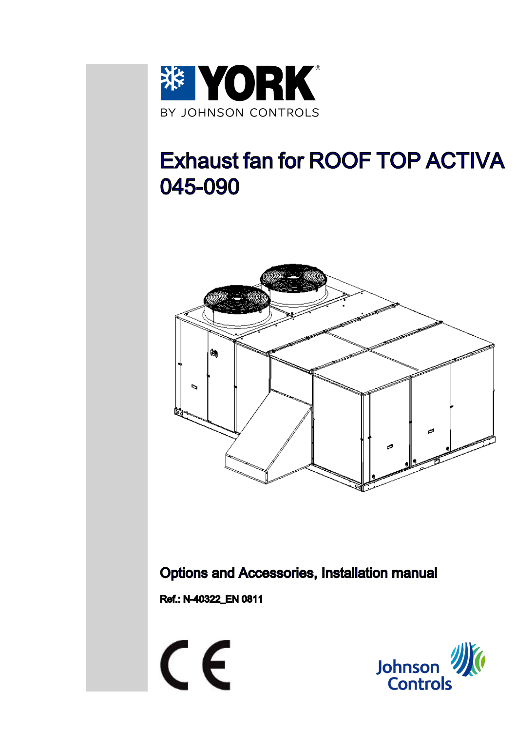# Exhaust fan for ROOF TOP ACTIVA 045-090

## Options and Accessories, Installation manual

**Ref.: N-40322_EN 0811**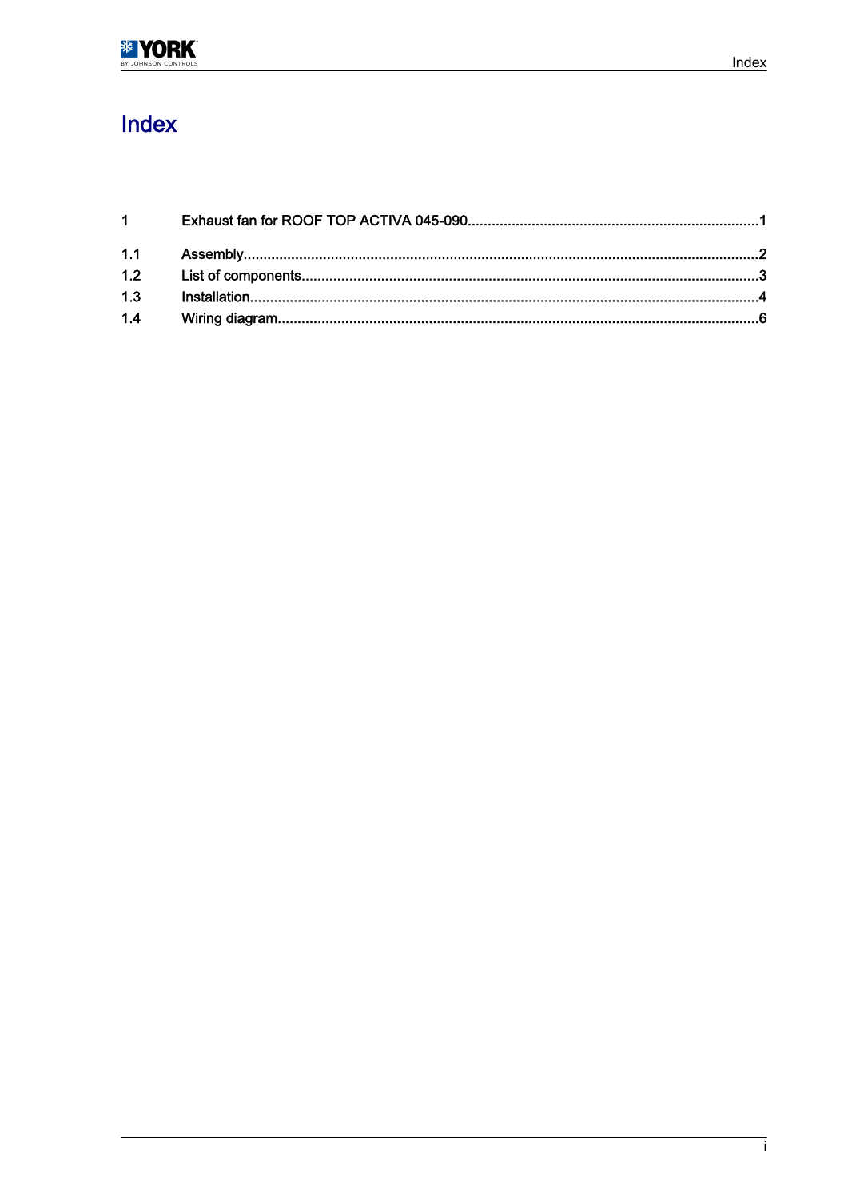# Index

| | | |
|---|---|---|
| 1 | Exhaust fan for ROOF TOP ACTIVA 045-090 | 1 |
| 1.1 | Assembly | 2 |
| 1.2 | List of components | 3 |
| 1.3 | Installation | 4 |
| 1.4 | Wiring diagram | 6 |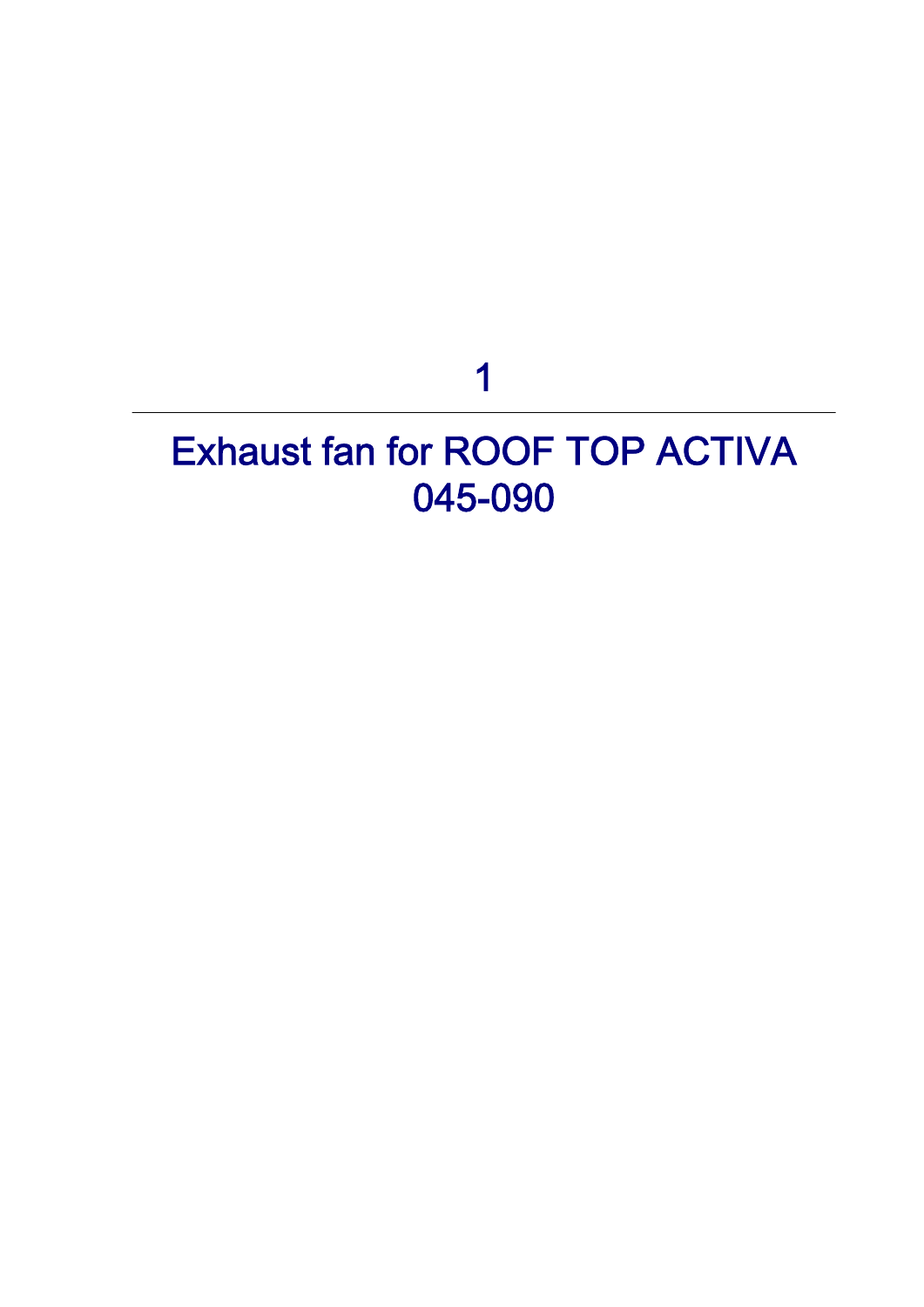# 1

# Exhaust fan for ROOF TOP ACTIVA 045-090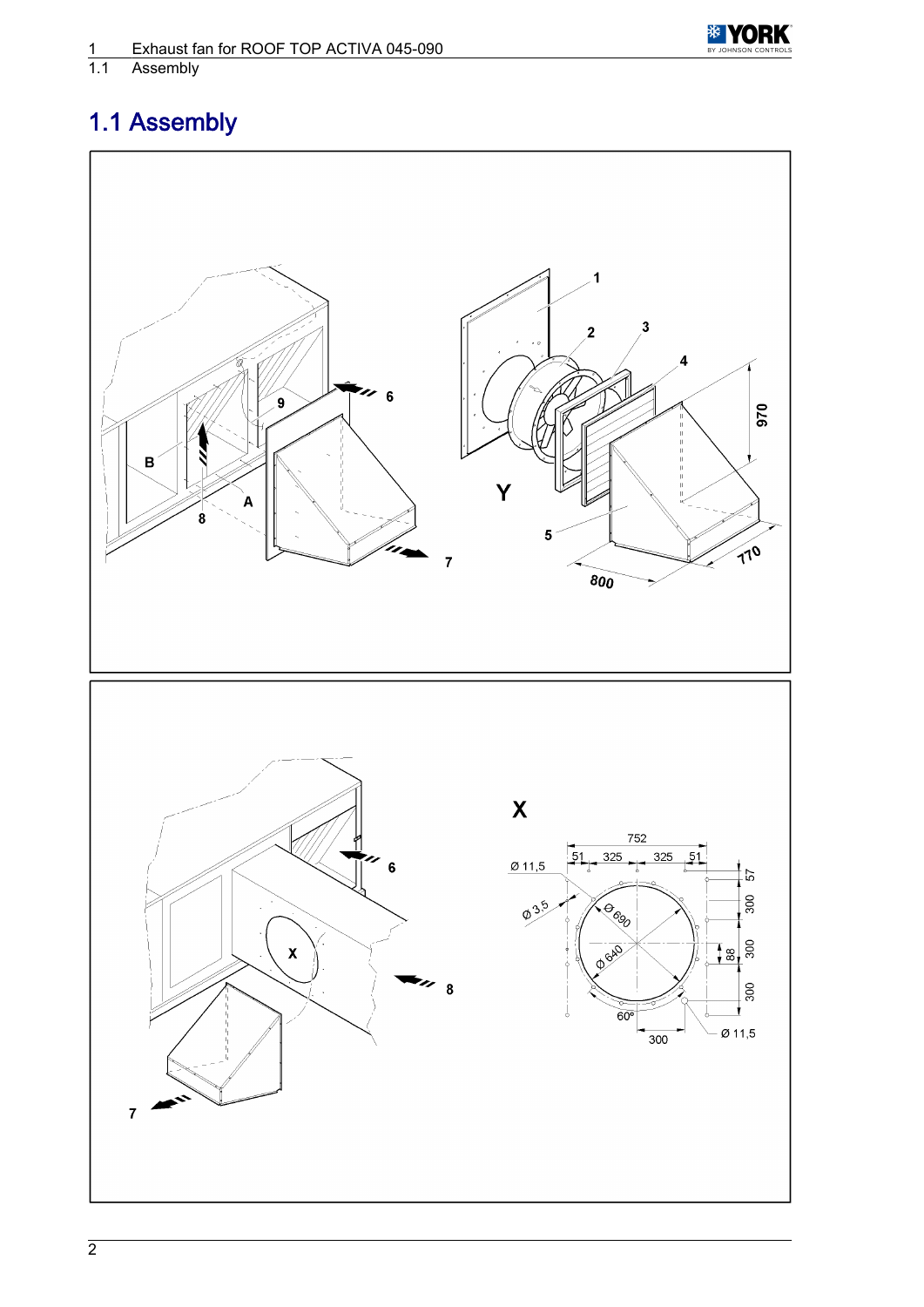# 1.1 Assembly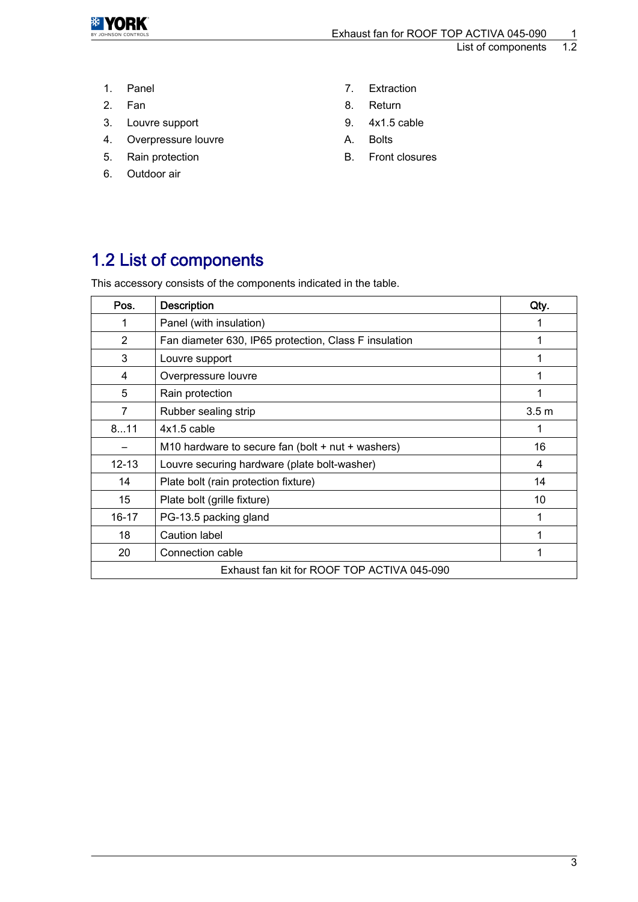1. Panel
2. Fan
3. Louvre support
4. Overpressure louvre
5. Rain protection
6. Outdoor air
7. Extraction
8. Return
9. 4x1.5 cable

A. Bolts

B. Front closures

## 1.2 List of components

This accessory consists of the components indicated in the table.

| Pos. | Description | Qty. |
|---|---|---|
| 1 | Panel (with insulation) | 1 |
| 2 | Fan diameter 630, IP65 protection, Class F insulation | 1 |
| 3 | Louvre support | 1 |
| 4 | Overpressure louvre | 1 |
| 5 | Rain protection | 1 |
| 7 | Rubber sealing strip | 3.5 m |
| 8...11 | 4x1.5 cable | 1 |
| – | M10 hardware to secure fan (bolt + nut + washers) | 16 |
| 12-13 | Louvre securing hardware (plate bolt-washer) | 4 |
| 14 | Plate bolt (rain protection fixture) | 14 |
| 15 | Plate bolt (grille fixture) | 10 |
| 16-17 | PG-13.5 packing gland | 1 |
| 18 | Caution label | 1 |
| 20 | Connection cable | 1 |
| Exhaust fan kit for ROOF TOP ACTIVA 045-090 | | |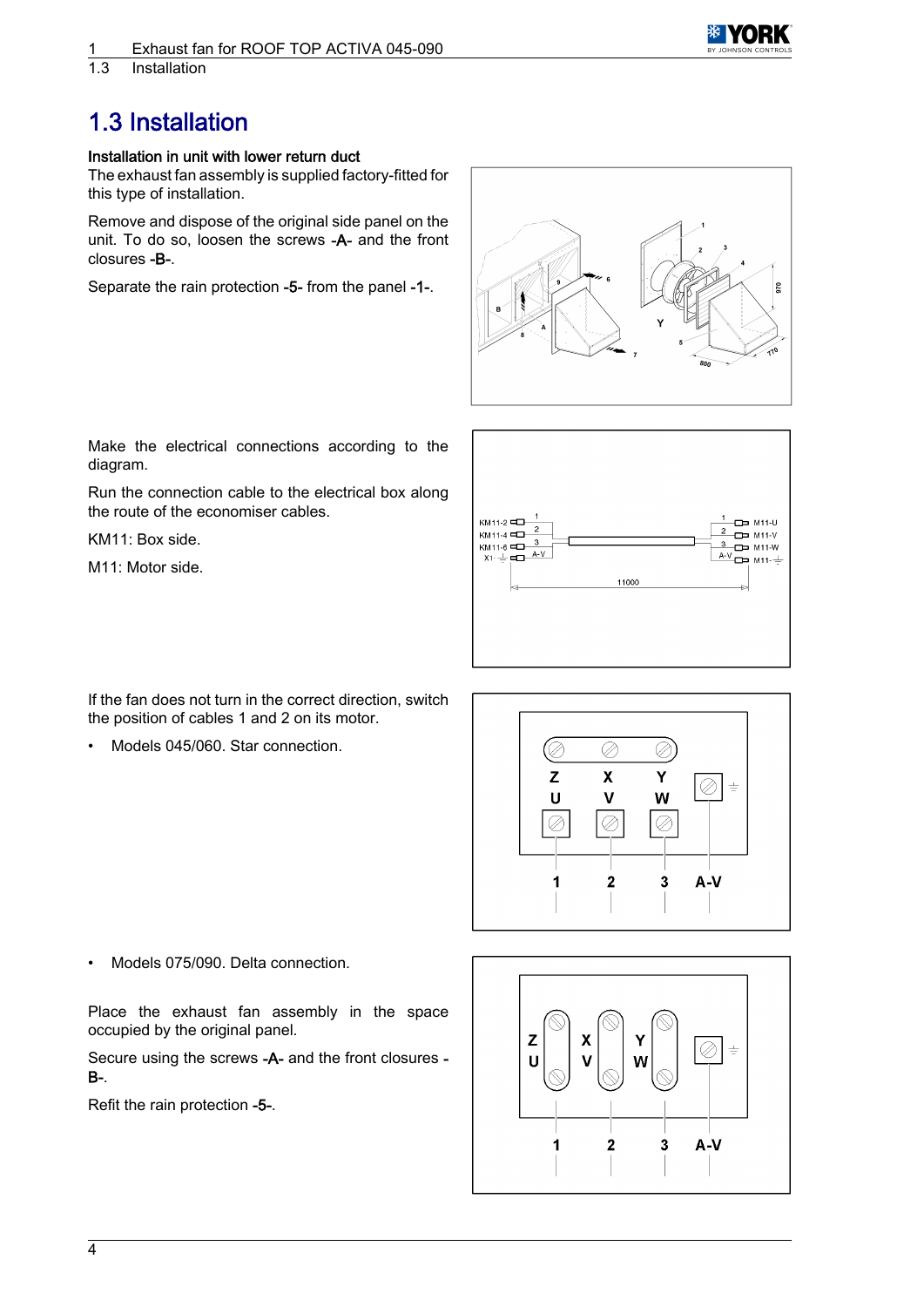# 1.3 Installation

**Installation in unit with lower return duct**

The exhaust fan assembly is supplied factory-fitted for this type of installation.

Remove and dispose of the original side panel on the unit. To do so, loosen the screws -A- and the front closures -B-.

Separate the rain protection -5- from the panel -1-.

Make the electrical connections according to the diagram.

Run the connection cable to the electrical box along the route of the economiser cables.

KM11: Box side.

M11: Motor side.

If the fan does not turn in the correct direction, switch the position of cables 1 and 2 on its motor.

- Models 045/060. Star connection.

- Models 075/090. Delta connection.

Place the exhaust fan assembly in the space occupied by the original panel.

Secure using the screws -A- and the front closures -B-.

Refit the rain protection -5-.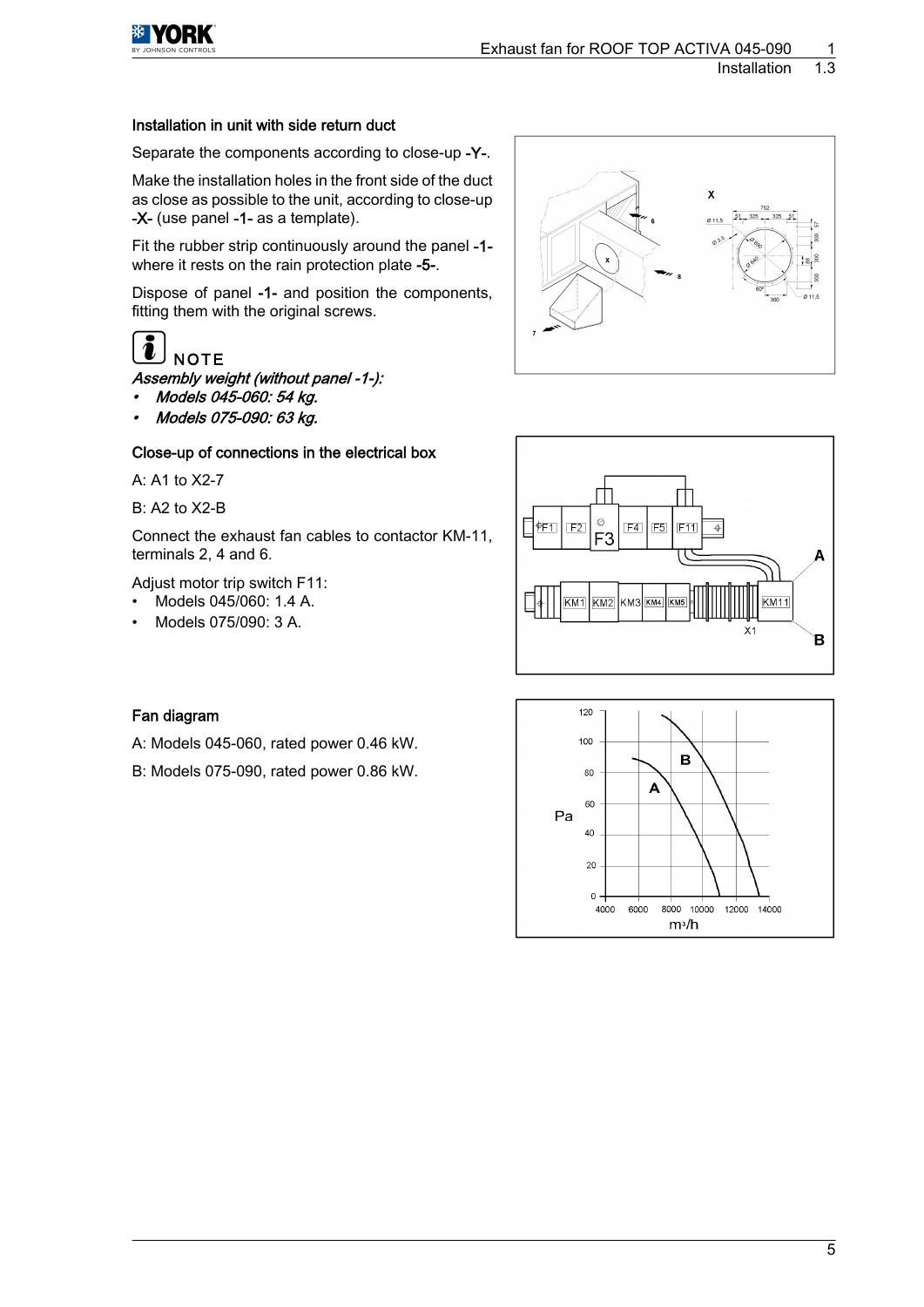#### Installation in unit with side return duct

Separate the components according to close-up -Y-.

Make the installation holes in the front side of the duct as close as possible to the unit, according to close-up -X- (use panel -1- as a template).

Fit the rubber strip continuously around the panel -1- where it rests on the rain protection plate -5-.

Dispose of panel -1- and position the components, fitting them with the original screws.

**NOTE**

*Assembly weight (without panel -1-):*

- *Models 045-060: 54 kg.*
- *Models 075-090: 63 kg.*

#### Close-up of connections in the electrical box

A: A1 to X2-7

B: A2 to X2-B

Connect the exhaust fan cables to contactor KM-11, terminals 2, 4 and 6.

Adjust motor trip switch F11:

- Models 045/060: 1.4 A.
- Models 075/090: 3 A.

#### Fan diagram

A: Models 045-060, rated power 0.46 kW.

B: Models 075-090, rated power 0.86 kW.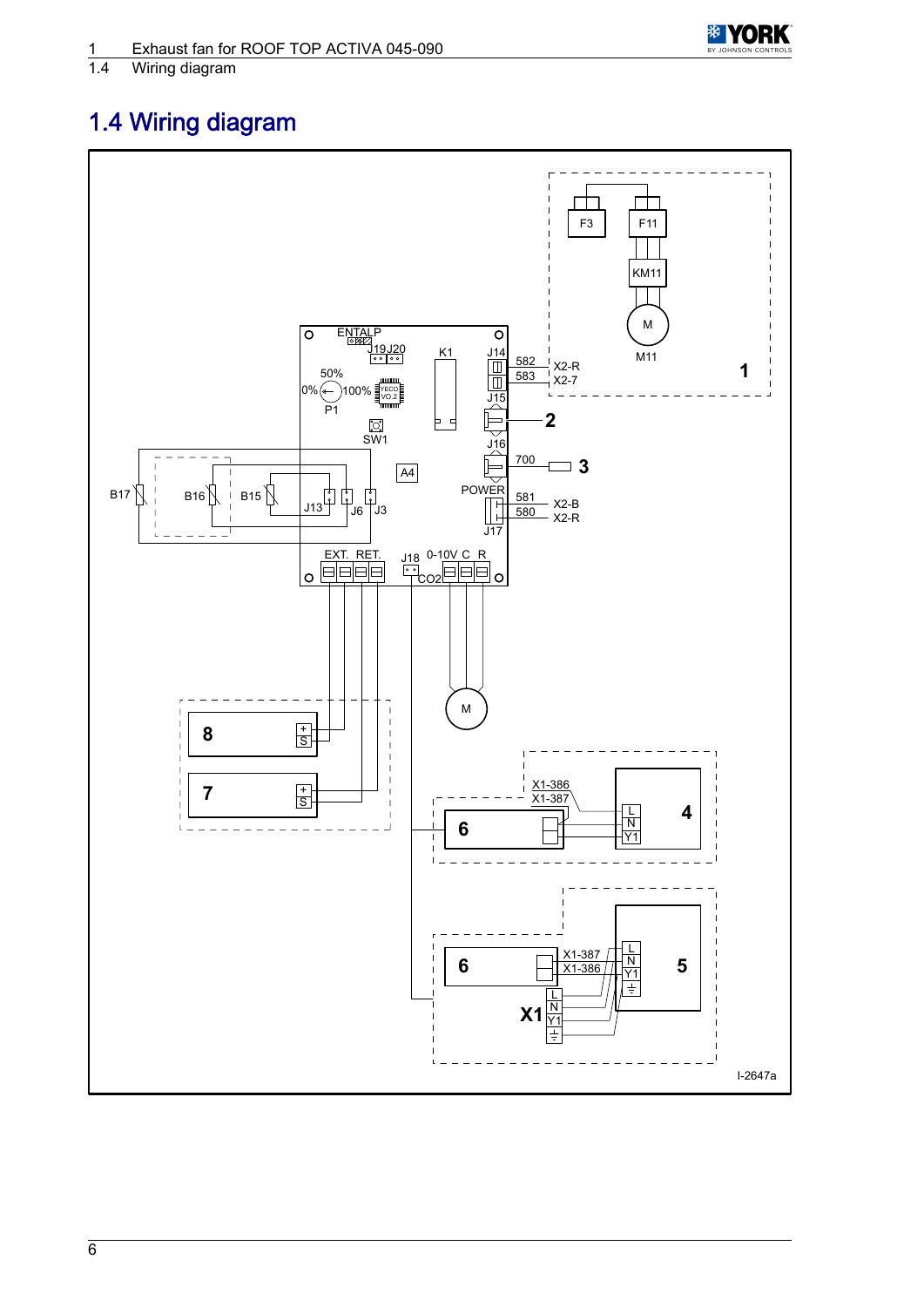# 1.4 Wiring diagram

I-2647a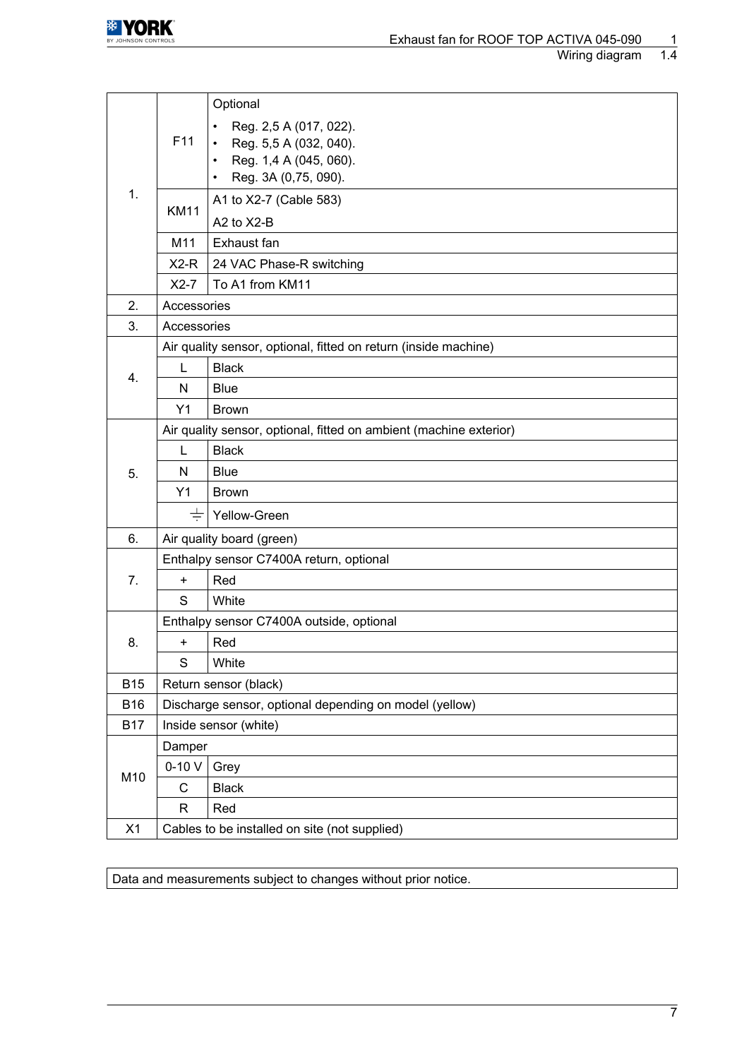| | | |
|---|---|---|
| 1. | F11 | Optional<br>• Reg. 2,5 A (017, 022).<br>• Reg. 5,5 A (032, 040).<br>• Reg. 1,4 A (045, 060).<br>• Reg. 3A (0,75, 090). |
| | KM11 | A1 to X2-7 (Cable 583)<br>A2 to X2-B |
| | M11 | Exhaust fan |
| | X2-R | 24 VAC Phase-R switching |
| | X2-7 | To A1 from KM11 |
| 2. | Accessories | |
| 3. | Accessories | |
| 4. | Air quality sensor, optional, fitted on return (inside machine) | |
| | L | Black |
| | N | Blue |
| | Y1 | Brown |
| 5. | Air quality sensor, optional, fitted on ambient (machine exterior) | |
| | L | Black |
| | N | Blue |
| | Y1 | Brown |
| | ⏚ | Yellow-Green |
| 6. | Air quality board (green) | |
| 7. | Enthalpy sensor C7400A return, optional | |
| | + | Red |
| | S | White |
| 8. | Enthalpy sensor C7400A outside, optional | |
| | + | Red |
| | S | White |
| B15 | Return sensor (black) | |
| B16 | Discharge sensor, optional depending on model (yellow) | |
| B17 | Inside sensor (white) | |
| M10 | Damper | |
| | 0-10 V | Grey |
| | C | Black |
| | R | Red |
| X1 | Cables to be installed on site (not supplied) | |

Data and measurements subject to changes without prior notice.